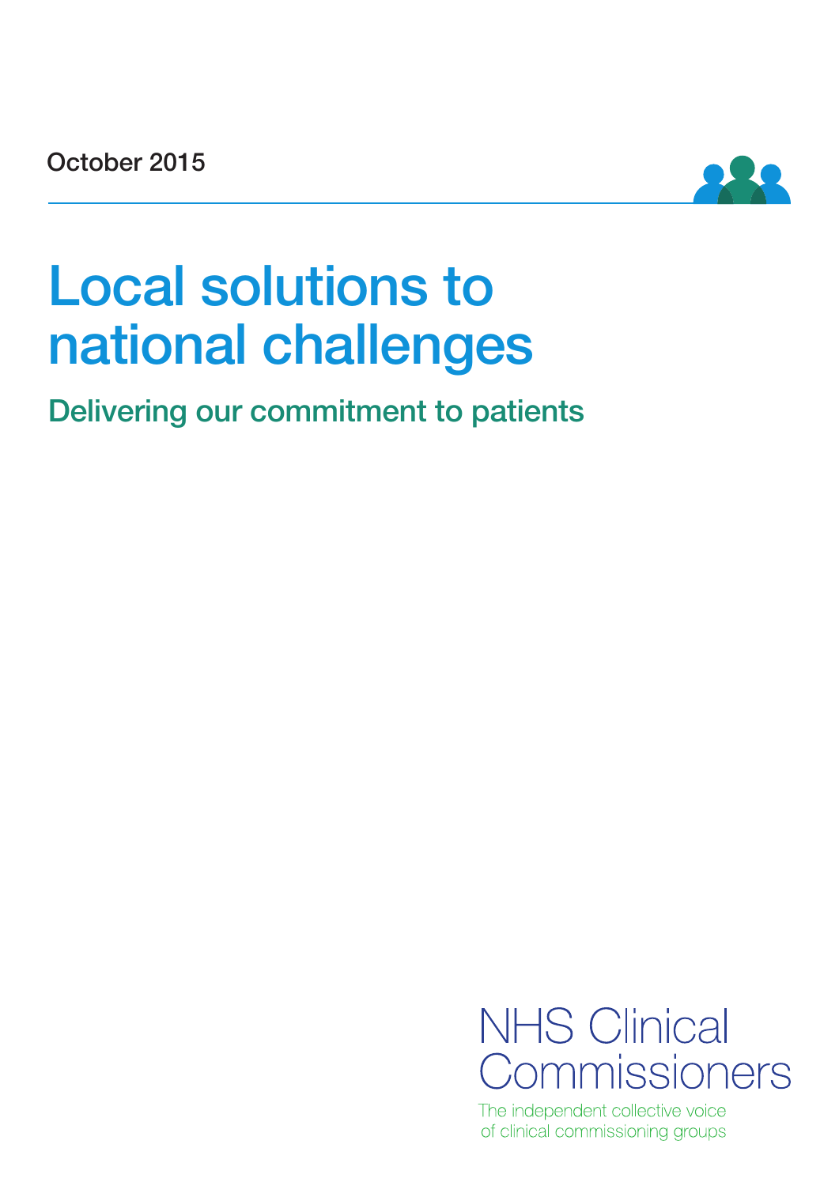October 2015

# Local solutions to national challenges

## Delivering our commitment to patients

NHS Clinical Commissioners

The independent collective voice of clinical commissioning groups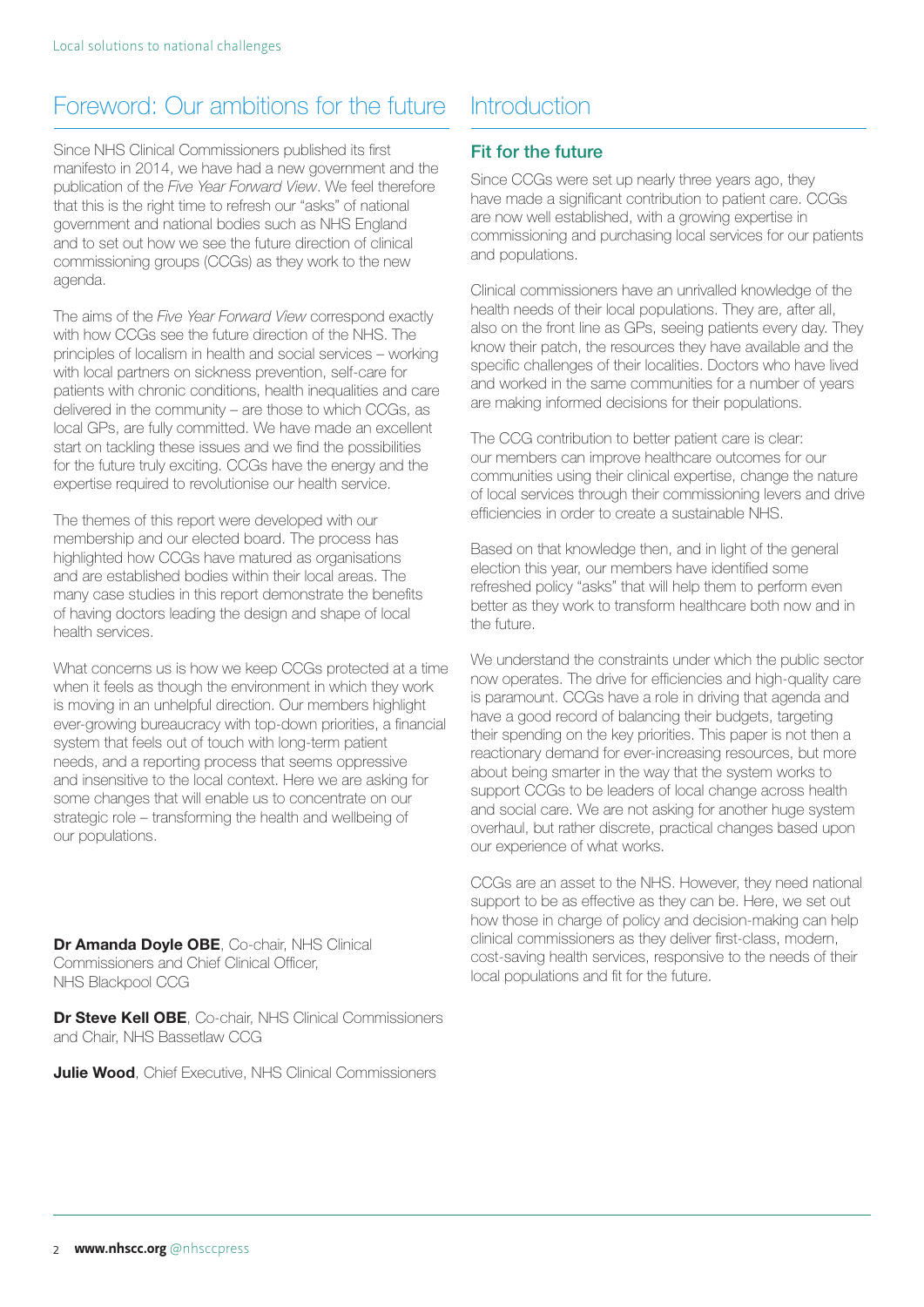## Foreword: Our ambitions for the future

Since NHS Clinical Commissioners published its first manifesto in 2014, we have had a new government and the publication of the *Five Year Forward View*. We feel therefore that this is the right time to refresh our "asks" of national government and national bodies such as NHS England and to set out how we see the future direction of clinical commissioning groups (CCGs) as they work to the new agenda.

The aims of the *Five Year Forward View* correspond exactly with how CCGs see the future direction of the NHS. The principles of localism in health and social services – working with local partners on sickness prevention, self-care for patients with chronic conditions, health inequalities and care delivered in the community – are those to which CCGs, as local GPs, are fully committed. We have made an excellent start on tackling these issues and we find the possibilities for the future truly exciting. CCGs have the energy and the expertise required to revolutionise our health service.

The themes of this report were developed with our membership and our elected board. The process has highlighted how CCGs have matured as organisations and are established bodies within their local areas. The many case studies in this report demonstrate the benefits of having doctors leading the design and shape of local health services.

What concerns us is how we keep CCGs protected at a time when it feels as though the environment in which they work is moving in an unhelpful direction. Our members highlight ever-growing bureaucracy with top-down priorities, a financial system that feels out of touch with long-term patient needs, and a reporting process that seems oppressive and insensitive to the local context. Here we are asking for some changes that will enable us to concentrate on our strategic role – transforming the health and wellbeing of our populations.

**Dr Amanda Doyle OBE**, Co-chair, NHS Clinical Commissioners and Chief Clinical Officer, NHS Blackpool CCG

**Dr Steve Kell OBE**, Co-chair, NHS Clinical Commissioners and Chair, NHS Bassetlaw CCG

**Julie Wood**, Chief Executive, NHS Clinical Commissioners

## Introduction

### Fit for the future

Since CCGs were set up nearly three years ago, they have made a significant contribution to patient care. CCGs are now well established, with a growing expertise in commissioning and purchasing local services for our patients and populations.

Clinical commissioners have an unrivalled knowledge of the health needs of their local populations. They are, after all, also on the front line as GPs, seeing patients every day. They know their patch, the resources they have available and the specific challenges of their localities. Doctors who have lived and worked in the same communities for a number of years are making informed decisions for their populations.

The CCG contribution to better patient care is clear: our members can improve healthcare outcomes for our communities using their clinical expertise, change the nature of local services through their commissioning levers and drive efficiencies in order to create a sustainable NHS.

Based on that knowledge then, and in light of the general election this year, our members have identified some refreshed policy "asks" that will help them to perform even better as they work to transform healthcare both now and in the future.

We understand the constraints under which the public sector now operates. The drive for efficiencies and high-quality care is paramount. CCGs have a role in driving that agenda and have a good record of balancing their budgets, targeting their spending on the key priorities. This paper is not then a reactionary demand for ever-increasing resources, but more about being smarter in the way that the system works to support CCGs to be leaders of local change across health and social care. We are not asking for another huge system overhaul, but rather discrete, practical changes based upon our experience of what works.

CCGs are an asset to the NHS. However, they need national support to be as effective as they can be. Here, we set out how those in charge of policy and decision-making can help clinical commissioners as they deliver first-class, modern, cost-saving health services, responsive to the needs of their local populations and fit for the future.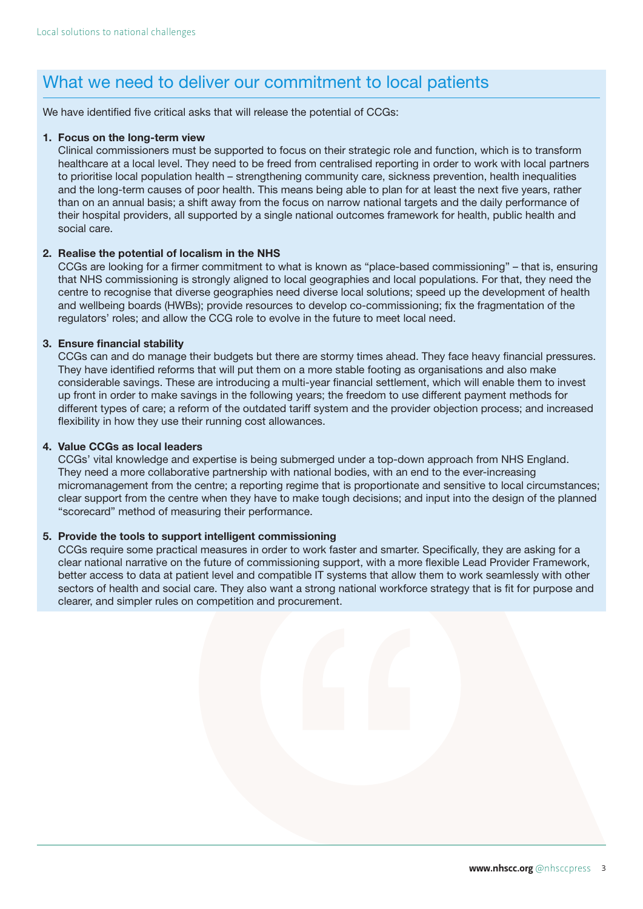## What we need to deliver our commitment to local patients

We have identified five critical asks that will release the potential of CCGs:

1. **Focus on the long-term view**
   Clinical commissioners must be supported to focus on their strategic role and function, which is to transform healthcare at a local level. They need to be freed from centralised reporting in order to work with local partners to prioritise local population health – strengthening community care, sickness prevention, health inequalities and the long-term causes of poor health. This means being able to plan for at least the next five years, rather than on an annual basis; a shift away from the focus on narrow national targets and the daily performance of their hospital providers, all supported by a single national outcomes framework for health, public health and social care.

2. **Realise the potential of localism in the NHS**
   CCGs are looking for a firmer commitment to what is known as "place-based commissioning" – that is, ensuring that NHS commissioning is strongly aligned to local geographies and local populations. For that, they need the centre to recognise that diverse geographies need diverse local solutions; speed up the development of health and wellbeing boards (HWBs); provide resources to develop co-commissioning; fix the fragmentation of the regulators' roles; and allow the CCG role to evolve in the future to meet local need.

3. **Ensure financial stability**
   CCGs can and do manage their budgets but there are stormy times ahead. They face heavy financial pressures. They have identified reforms that will put them on a more stable footing as organisations and also make considerable savings. These are introducing a multi-year financial settlement, which will enable them to invest up front in order to make savings in the following years; the freedom to use different payment methods for different types of care; a reform of the outdated tariff system and the provider objection process; and increased flexibility in how they use their running cost allowances.

4. **Value CCGs as local leaders**
   CCGs' vital knowledge and expertise is being submerged under a top-down approach from NHS England. They need a more collaborative partnership with national bodies, with an end to the ever-increasing micromanagement from the centre; a reporting regime that is proportionate and sensitive to local circumstances; clear support from the centre when they have to make tough decisions; and input into the design of the planned "scorecard" method of measuring their performance.

5. **Provide the tools to support intelligent commissioning**
   CCGs require some practical measures in order to work faster and smarter. Specifically, they are asking for a clear national narrative on the future of commissioning support, with a more flexible Lead Provider Framework, better access to data at patient level and compatible IT systems that allow them to work seamlessly with other sectors of health and social care. They also want a strong national workforce strategy that is fit for purpose and clearer, and simpler rules on competition and procurement.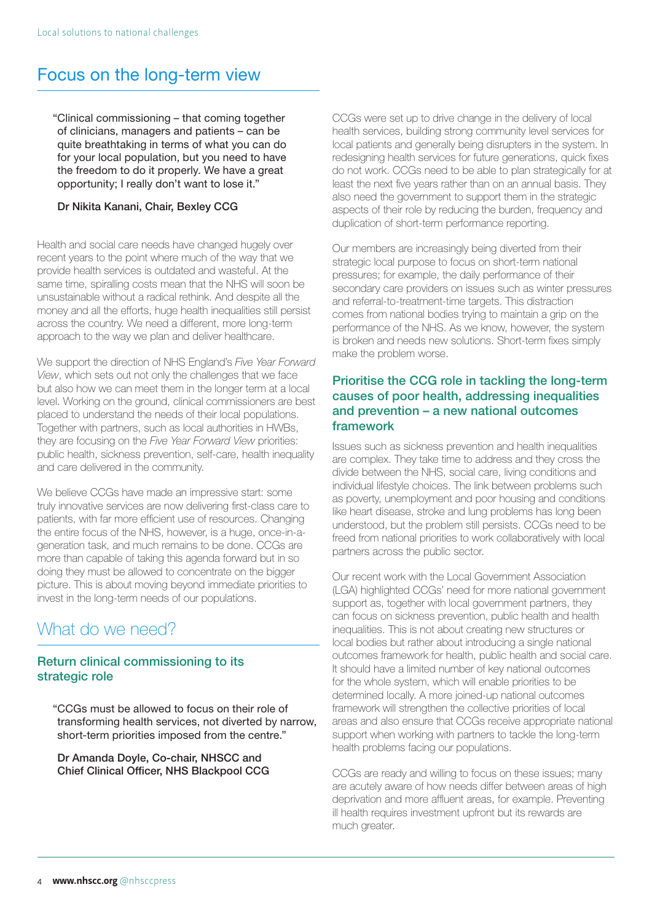# Focus on the long-term view

> "Clinical commissioning – that coming together of clinicians, managers and patients – can be quite breathtaking in terms of what you can do for your local population, but you need to have the freedom to do it properly. We have a great opportunity; I really don't want to lose it."
>
> **Dr Nikita Kanani, Chair, Bexley CCG**

Health and social care needs have changed hugely over recent years to the point where much of the way that we provide health services is outdated and wasteful. At the same time, spiralling costs mean that the NHS will soon be unsustainable without a radical rethink. And despite all the money and all the efforts, huge health inequalities still persist across the country. We need a different, more long-term approach to the way we plan and deliver healthcare.

We support the direction of NHS England's *Five Year Forward View*, which sets out not only the challenges that we face but also how we can meet them in the longer term at a local level. Working on the ground, clinical commissioners are best placed to understand the needs of their local populations. Together with partners, such as local authorities in HWBs, they are focusing on the *Five Year Forward View* priorities: public health, sickness prevention, self-care, health inequality and care delivered in the community.

We believe CCGs have made an impressive start: some truly innovative services are now delivering first-class care to patients, with far more efficient use of resources. Changing the entire focus of the NHS, however, is a huge, once-in-a-generation task, and much remains to be done. CCGs are more than capable of taking this agenda forward but in so doing they must be allowed to concentrate on the bigger picture. This is about moving beyond immediate priorities to invest in the long-term needs of our populations.

## What do we need?

### Return clinical commissioning to its strategic role

> "CCGs must be allowed to focus on their role of transforming health services, not diverted by narrow, short-term priorities imposed from the centre."
>
> **Dr Amanda Doyle, Co-chair, NHSCC and Chief Clinical Officer, NHS Blackpool CCG**

CCGs were set up to drive change in the delivery of local health services, building strong community level services for local patients and generally being disrupters in the system. In redesigning health services for future generations, quick fixes do not work. CCGs need to be able to plan strategically for at least the next five years rather than on an annual basis. They also need the government to support them in the strategic aspects of their role by reducing the burden, frequency and duplication of short-term performance reporting.

Our members are increasingly being diverted from their strategic local purpose to focus on short-term national pressures; for example, the daily performance of their secondary care providers on issues such as winter pressures and referral-to-treatment-time targets. This distraction comes from national bodies trying to maintain a grip on the performance of the NHS. As we know, however, the system is broken and needs new solutions. Short-term fixes simply make the problem worse.

### Prioritise the CCG role in tackling the long-term causes of poor health, addressing inequalities and prevention – a new national outcomes framework

Issues such as sickness prevention and health inequalities are complex. They take time to address and they cross the divide between the NHS, social care, living conditions and individual lifestyle choices. The link between problems such as poverty, unemployment and poor housing and conditions like heart disease, stroke and lung problems has long been understood, but the problem still persists. CCGs need to be freed from national priorities to work collaboratively with local partners across the public sector.

Our recent work with the Local Government Association (LGA) highlighted CCGs' need for more national government support as, together with local government partners, they can focus on sickness prevention, public health and health inequalities. This is not about creating new structures or local bodies but rather about introducing a single national outcomes framework for health, public health and social care. It should have a limited number of key national outcomes for the whole system, which will enable priorities to be determined locally. A more joined-up national outcomes framework will strengthen the collective priorities of local areas and also ensure that CCGs receive appropriate national support when working with partners to tackle the long-term health problems facing our populations.

CCGs are ready and willing to focus on these issues; many are acutely aware of how needs differ between areas of high deprivation and more affluent areas, for example. Preventing ill health requires investment upfront but its rewards are much greater.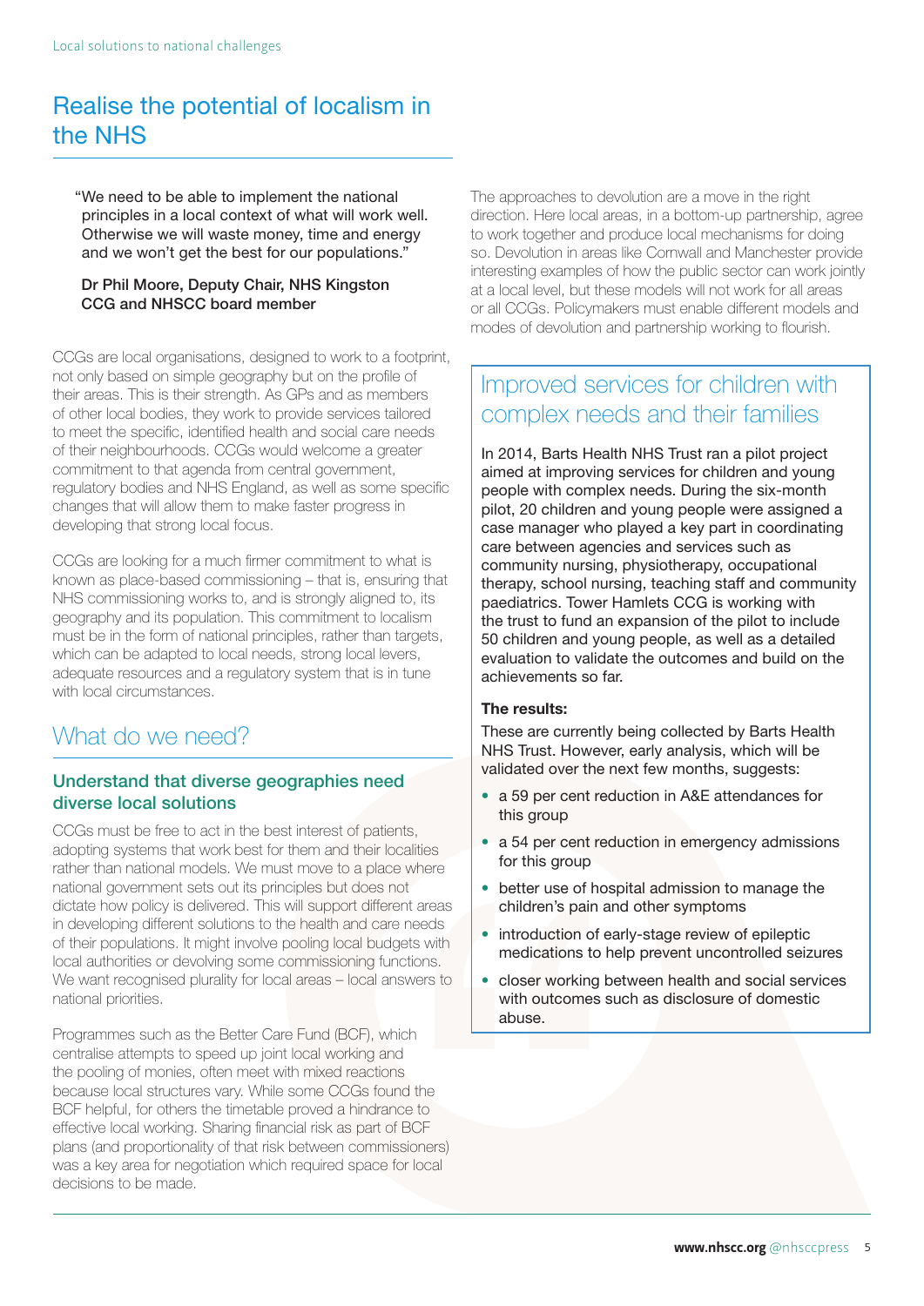# Realise the potential of localism in the NHS

> "We need to be able to implement the national principles in a local context of what will work well. Otherwise we will waste money, time and energy and we won't get the best for our populations."
>
> **Dr Phil Moore, Deputy Chair, NHS Kingston CCG and NHSCC board member**

CCGs are local organisations, designed to work to a footprint, not only based on simple geography but on the profile of their areas. This is their strength. As GPs and as members of other local bodies, they work to provide services tailored to meet the specific, identified health and social care needs of their neighbourhoods. CCGs would welcome a greater commitment to that agenda from central government, regulatory bodies and NHS England, as well as some specific changes that will allow them to make faster progress in developing that strong local focus.

CCGs are looking for a much firmer commitment to what is known as place-based commissioning – that is, ensuring that NHS commissioning works to, and is strongly aligned to, its geography and its population. This commitment to localism must be in the form of national principles, rather than targets, which can be adapted to local needs, strong local levers, adequate resources and a regulatory system that is in tune with local circumstances.

## What do we need?

### Understand that diverse geographies need diverse local solutions

CCGs must be free to act in the best interest of patients, adopting systems that work best for them and their localities rather than national models. We must move to a place where national government sets out its principles but does not dictate how policy is delivered. This will support different areas in developing different solutions to the health and care needs of their populations. It might involve pooling local budgets with local authorities or devolving some commissioning functions. We want recognised plurality for local areas – local answers to national priorities.

Programmes such as the Better Care Fund (BCF), which centralise attempts to speed up joint local working and the pooling of monies, often meet with mixed reactions because local structures vary. While some CCGs found the BCF helpful, for others the timetable proved a hindrance to effective local working. Sharing financial risk as part of BCF plans (and proportionality of that risk between commissioners) was a key area for negotiation which required space for local decisions to be made.

The approaches to devolution are a move in the right direction. Here local areas, in a bottom-up partnership, agree to work together and produce local mechanisms for doing so. Devolution in areas like Cornwall and Manchester provide interesting examples of how the public sector can work jointly at a local level, but these models will not work for all areas or all CCGs. Policymakers must enable different models and modes of devolution and partnership working to flourish.

## Improved services for children with complex needs and their families

In 2014, Barts Health NHS Trust ran a pilot project aimed at improving services for children and young people with complex needs. During the six-month pilot, 20 children and young people were assigned a case manager who played a key part in coordinating care between agencies and services such as community nursing, physiotherapy, occupational therapy, school nursing, teaching staff and community paediatrics. Tower Hamlets CCG is working with the trust to fund an expansion of the pilot to include 50 children and young people, as well as a detailed evaluation to validate the outcomes and build on the achievements so far.

**The results:**

These are currently being collected by Barts Health NHS Trust. However, early analysis, which will be validated over the next few months, suggests:

- a 59 per cent reduction in A&E attendances for this group
- a 54 per cent reduction in emergency admissions for this group
- better use of hospital admission to manage the children's pain and other symptoms
- introduction of early-stage review of epileptic medications to help prevent uncontrolled seizures
- closer working between health and social services with outcomes such as disclosure of domestic abuse.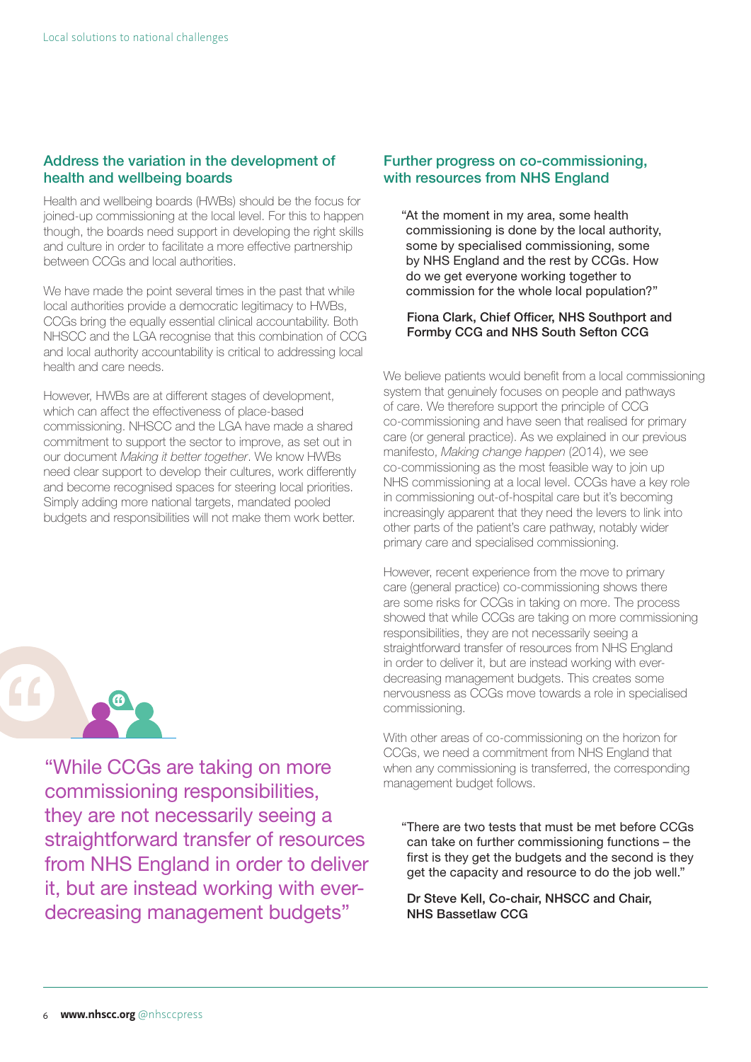## Address the variation in the development of health and wellbeing boards

Health and wellbeing boards (HWBs) should be the focus for joined-up commissioning at the local level. For this to happen though, the boards need support in developing the right skills and culture in order to facilitate a more effective partnership between CCGs and local authorities.

We have made the point several times in the past that while local authorities provide a democratic legitimacy to HWBs, CCGs bring the equally essential clinical accountability. Both NHSCC and the LGA recognise that this combination of CCG and local authority accountability is critical to addressing local health and care needs.

However, HWBs are at different stages of development, which can affect the effectiveness of place-based commissioning. NHSCC and the LGA have made a shared commitment to support the sector to improve, as set out in our document *Making it better together*. We know HWBs need clear support to develop their cultures, work differently and become recognised spaces for steering local priorities. Simply adding more national targets, mandated pooled budgets and responsibilities will not make them work better.

> "While CCGs are taking on more commissioning responsibilities, they are not necessarily seeing a straightforward transfer of resources from NHS England in order to deliver it, but are instead working with ever-decreasing management budgets"

## Further progress on co-commissioning, with resources from NHS England

> "At the moment in my area, some health commissioning is done by the local authority, some by specialised commissioning, some by NHS England and the rest by CCGs. How do we get everyone working together to commission for the whole local population?"
>
> **Fiona Clark, Chief Officer, NHS Southport and Formby CCG and NHS South Sefton CCG**

We believe patients would benefit from a local commissioning system that genuinely focuses on people and pathways of care. We therefore support the principle of CCG co-commissioning and have seen that realised for primary care (or general practice). As we explained in our previous manifesto, *Making change happen* (2014), we see co-commissioning as the most feasible way to join up NHS commissioning at a local level. CCGs have a key role in commissioning out-of-hospital care but it's becoming increasingly apparent that they need the levers to link into other parts of the patient's care pathway, notably wider primary care and specialised commissioning.

However, recent experience from the move to primary care (general practice) co-commissioning shows there are some risks for CCGs in taking on more. The process showed that while CCGs are taking on more commissioning responsibilities, they are not necessarily seeing a straightforward transfer of resources from NHS England in order to deliver it, but are instead working with ever-decreasing management budgets. This creates some nervousness as CCGs move towards a role in specialised commissioning.

With other areas of co-commissioning on the horizon for CCGs, we need a commitment from NHS England that when any commissioning is transferred, the corresponding management budget follows.

> "There are two tests that must be met before CCGs can take on further commissioning functions – the first is they get the budgets and the second is they get the capacity and resource to do the job well."
>
> **Dr Steve Kell, Co-chair, NHSCC and Chair, NHS Bassetlaw CCG**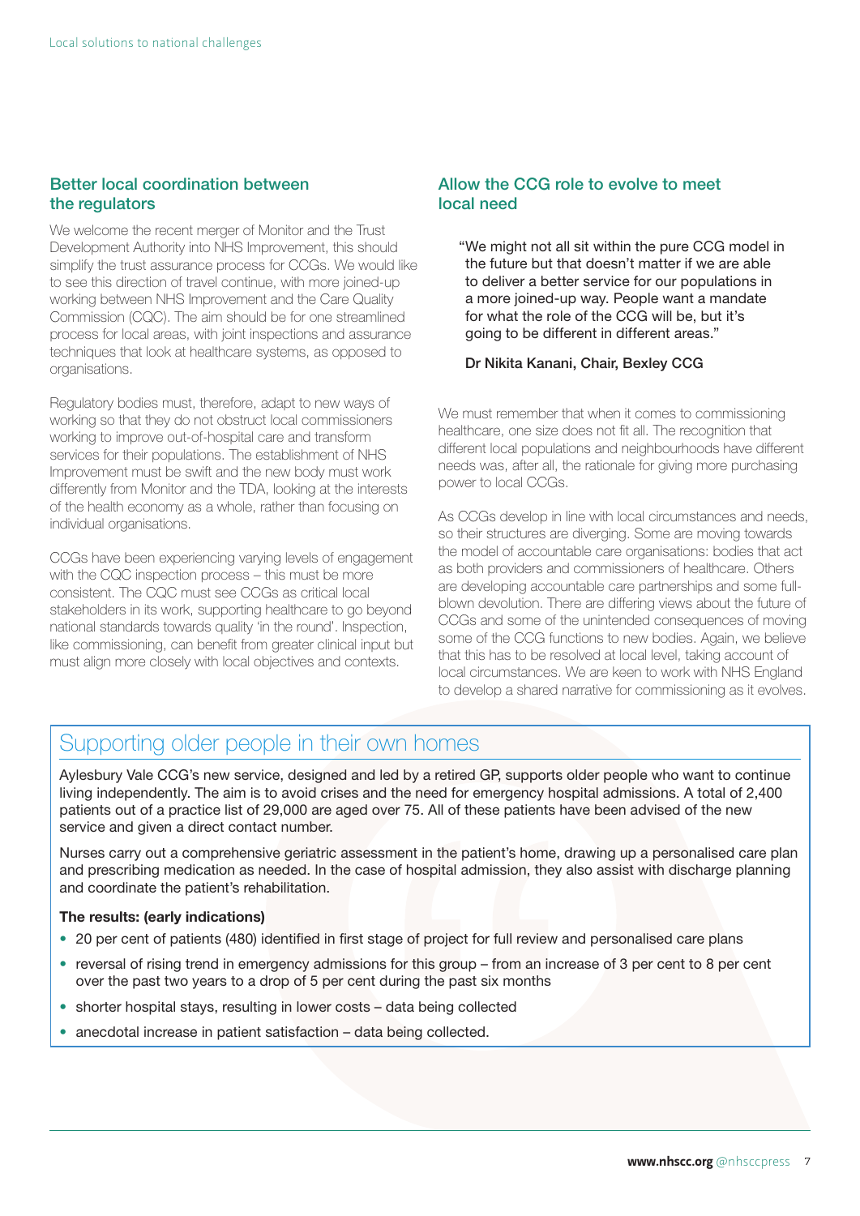## Better local coordination between the regulators

We welcome the recent merger of Monitor and the Trust Development Authority into NHS Improvement, this should simplify the trust assurance process for CCGs. We would like to see this direction of travel continue, with more joined-up working between NHS Improvement and the Care Quality Commission (CQC). The aim should be for one streamlined process for local areas, with joint inspections and assurance techniques that look at healthcare systems, as opposed to organisations.

Regulatory bodies must, therefore, adapt to new ways of working so that they do not obstruct local commissioners working to improve out-of-hospital care and transform services for their populations. The establishment of NHS Improvement must be swift and the new body must work differently from Monitor and the TDA, looking at the interests of the health economy as a whole, rather than focusing on individual organisations.

CCGs have been experiencing varying levels of engagement with the CQC inspection process – this must be more consistent. The CQC must see CCGs as critical local stakeholders in its work, supporting healthcare to go beyond national standards towards quality 'in the round'. Inspection, like commissioning, can benefit from greater clinical input but must align more closely with local objectives and contexts.

## Allow the CCG role to evolve to meet local need

> "We might not all sit within the pure CCG model in the future but that doesn't matter if we are able to deliver a better service for our populations in a more joined-up way. People want a mandate for what the role of the CCG will be, but it's going to be different in different areas."
>
> **Dr Nikita Kanani, Chair, Bexley CCG**

We must remember that when it comes to commissioning healthcare, one size does not fit all. The recognition that different local populations and neighbourhoods have different needs was, after all, the rationale for giving more purchasing power to local CCGs.

As CCGs develop in line with local circumstances and needs, so their structures are diverging. Some are moving towards the model of accountable care organisations: bodies that act as both providers and commissioners of healthcare. Others are developing accountable care partnerships and some full-blown devolution. There are differing views about the future of CCGs and some of the unintended consequences of moving some of the CCG functions to new bodies. Again, we believe that this has to be resolved at local level, taking account of local circumstances. We are keen to work with NHS England to develop a shared narrative for commissioning as it evolves.

## Supporting older people in their own homes

Aylesbury Vale CCG's new service, designed and led by a retired GP, supports older people who want to continue living independently. The aim is to avoid crises and the need for emergency hospital admissions. A total of 2,400 patients out of a practice list of 29,000 are aged over 75. All of these patients have been advised of the new service and given a direct contact number.

Nurses carry out a comprehensive geriatric assessment in the patient's home, drawing up a personalised care plan and prescribing medication as needed. In the case of hospital admission, they also assist with discharge planning and coordinate the patient's rehabilitation.

**The results: (early indications)**

- 20 per cent of patients (480) identified in first stage of project for full review and personalised care plans
- reversal of rising trend in emergency admissions for this group – from an increase of 3 per cent to 8 per cent over the past two years to a drop of 5 per cent during the past six months
- shorter hospital stays, resulting in lower costs – data being collected
- anecdotal increase in patient satisfaction – data being collected.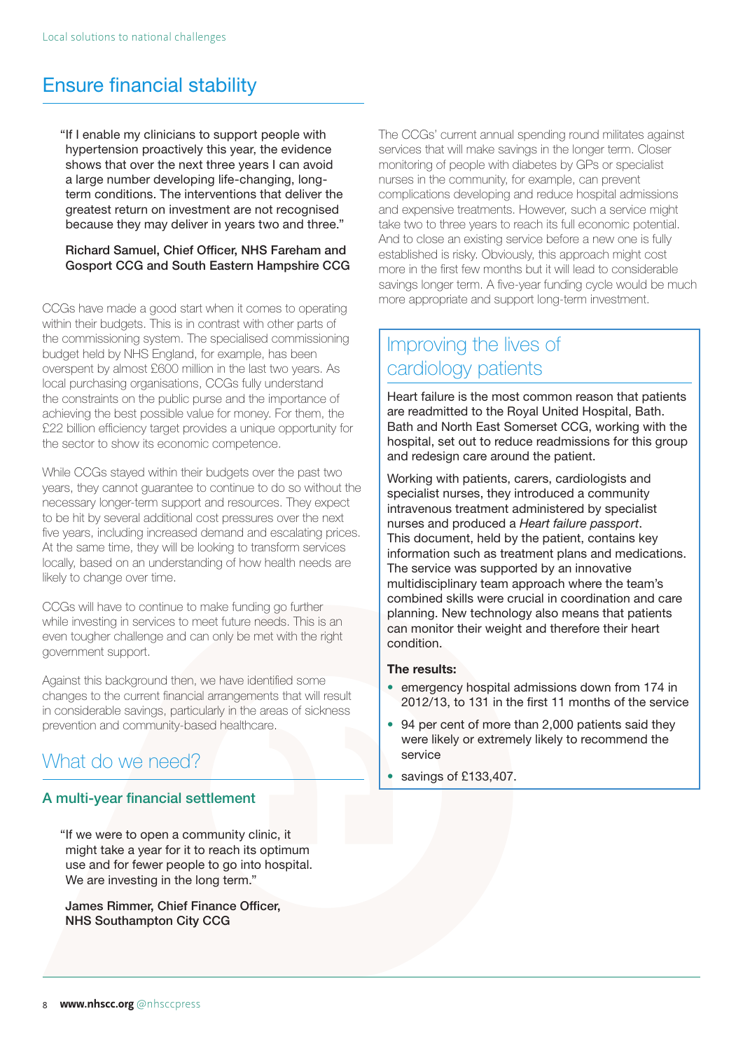## Ensure financial stability

> "If I enable my clinicians to support people with hypertension proactively this year, the evidence shows that over the next three years I can avoid a large number developing life-changing, long-term conditions. The interventions that deliver the greatest return on investment are not recognised because they may deliver in years two and three."
>
> **Richard Samuel, Chief Officer, NHS Fareham and Gosport CCG and South Eastern Hampshire CCG**

CCGs have made a good start when it comes to operating within their budgets. This is in contrast with other parts of the commissioning system. The specialised commissioning budget held by NHS England, for example, has been overspent by almost £600 million in the last two years. As local purchasing organisations, CCGs fully understand the constraints on the public purse and the importance of achieving the best possible value for money. For them, the £22 billion efficiency target provides a unique opportunity for the sector to show its economic competence.

While CCGs stayed within their budgets over the past two years, they cannot guarantee to continue to do so without the necessary longer-term support and resources. They expect to be hit by several additional cost pressures over the next five years, including increased demand and escalating prices. At the same time, they will be looking to transform services locally, based on an understanding of how health needs are likely to change over time.

CCGs will have to continue to make funding go further while investing in services to meet future needs. This is an even tougher challenge and can only be met with the right government support.

Against this background then, we have identified some changes to the current financial arrangements that will result in considerable savings, particularly in the areas of sickness prevention and community-based healthcare.

## What do we need?

### A multi-year financial settlement

> "If we were to open a community clinic, it might take a year for it to reach its optimum use and for fewer people to go into hospital. We are investing in the long term."
>
> **James Rimmer, Chief Finance Officer, NHS Southampton City CCG**

The CCGs' current annual spending round militates against services that will make savings in the longer term. Closer monitoring of people with diabetes by GPs or specialist nurses in the community, for example, can prevent complications developing and reduce hospital admissions and expensive treatments. However, such a service might take two to three years to reach its full economic potential. And to close an existing service before a new one is fully established is risky. Obviously, this approach might cost more in the first few months but it will lead to considerable savings longer term. A five-year funding cycle would be much more appropriate and support long-term investment.

### Improving the lives of cardiology patients

Heart failure is the most common reason that patients are readmitted to the Royal United Hospital, Bath. Bath and North East Somerset CCG, working with the hospital, set out to reduce readmissions for this group and redesign care around the patient.

Working with patients, carers, cardiologists and specialist nurses, they introduced a community intravenous treatment administered by specialist nurses and produced a *Heart failure passport*. This document, held by the patient, contains key information such as treatment plans and medications. The service was supported by an innovative multidisciplinary team approach where the team's combined skills were crucial in coordination and care planning. New technology also means that patients can monitor their weight and therefore their heart condition.

**The results:**

- emergency hospital admissions down from 174 in 2012/13, to 131 in the first 11 months of the service
- 94 per cent of more than 2,000 patients said they were likely or extremely likely to recommend the service
- savings of £133,407.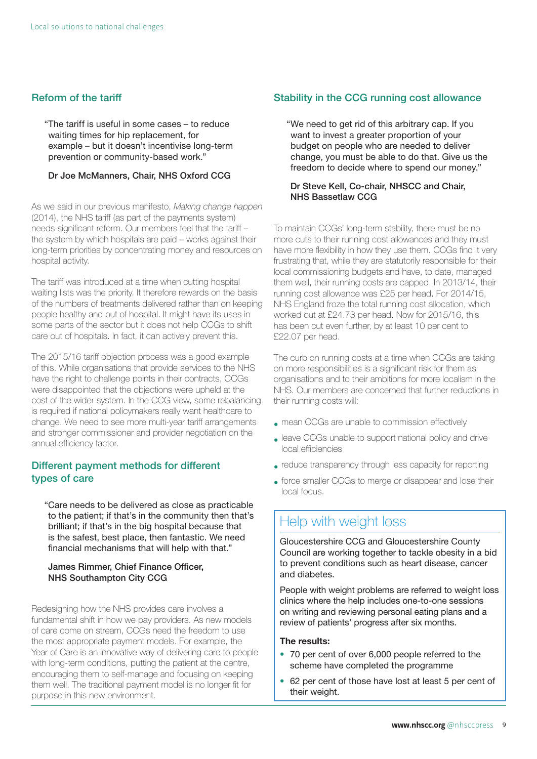## Reform of the tariff

> "The tariff is useful in some cases – to reduce waiting times for hip replacement, for example – but it doesn't incentivise long-term prevention or community-based work."
>
> **Dr Joe McManners, Chair, NHS Oxford CCG**

As we said in our previous manifesto, *Making change happen* (2014), the NHS tariff (as part of the payments system) needs significant reform. Our members feel that the tariff – the system by which hospitals are paid – works against their long-term priorities by concentrating money and resources on hospital activity.

The tariff was introduced at a time when cutting hospital waiting lists was the priority. It therefore rewards on the basis of the numbers of treatments delivered rather than on keeping people healthy and out of hospital. It might have its uses in some parts of the sector but it does not help CCGs to shift care out of hospitals. In fact, it can actively prevent this.

The 2015/16 tariff objection process was a good example of this. While organisations that provide services to the NHS have the right to challenge points in their contracts, CCGs were disappointed that the objections were upheld at the cost of the wider system. In the CCG view, some rebalancing is required if national policymakers really want healthcare to change. We need to see more multi-year tariff arrangements and stronger commissioner and provider negotiation on the annual efficiency factor.

## Different payment methods for different types of care

> "Care needs to be delivered as close as practicable to the patient; if that's in the community then that's brilliant; if that's in the big hospital because that is the safest, best place, then fantastic. We need financial mechanisms that will help with that."
>
> **James Rimmer, Chief Finance Officer, NHS Southampton City CCG**

Redesigning how the NHS provides care involves a fundamental shift in how we pay providers. As new models of care come on stream, CCGs need the freedom to use the most appropriate payment models. For example, the Year of Care is an innovative way of delivering care to people with long-term conditions, putting the patient at the centre, encouraging them to self-manage and focusing on keeping them well. The traditional payment model is no longer fit for purpose in this new environment.

## Stability in the CCG running cost allowance

> "We need to get rid of this arbitrary cap. If you want to invest a greater proportion of your budget on people who are needed to deliver change, you must be able to do that. Give us the freedom to decide where to spend our money."
>
> **Dr Steve Kell, Co-chair, NHSCC and Chair, NHS Bassetlaw CCG**

To maintain CCGs' long-term stability, there must be no more cuts to their running cost allowances and they must have more flexibility in how they use them. CCGs find it very frustrating that, while they are statutorily responsible for their local commissioning budgets and have, to date, managed them well, their running costs are capped. In 2013/14, their running cost allowance was £25 per head. For 2014/15, NHS England froze the total running cost allocation, which worked out at £24.73 per head. Now for 2015/16, this has been cut even further, by at least 10 per cent to £22.07 per head.

The curb on running costs at a time when CCGs are taking on more responsibilities is a significant risk for them as organisations and to their ambitions for more localism in the NHS. Our members are concerned that further reductions in their running costs will:

- mean CCGs are unable to commission effectively
- leave CCGs unable to support national policy and drive local efficiencies
- reduce transparency through less capacity for reporting
- force smaller CCGs to merge or disappear and lose their local focus.

### Help with weight loss

Gloucestershire CCG and Gloucestershire County Council are working together to tackle obesity in a bid to prevent conditions such as heart disease, cancer and diabetes.

People with weight problems are referred to weight loss clinics where the help includes one-to-one sessions on writing and reviewing personal eating plans and a review of patients' progress after six months.

**The results:**

- 70 per cent of over 6,000 people referred to the scheme have completed the programme
- 62 per cent of those have lost at least 5 per cent of their weight.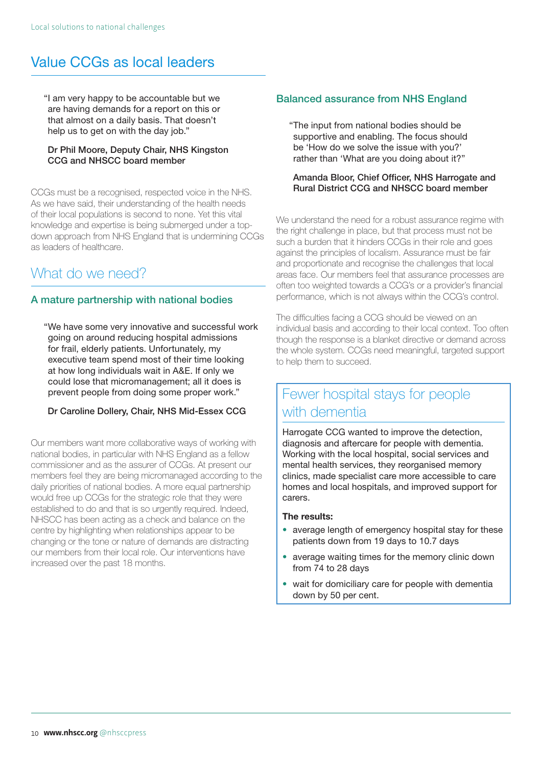## Value CCGs as local leaders

> "I am very happy to be accountable but we are having demands for a report on this or that almost on a daily basis. That doesn't help us to get on with the day job."
>
> **Dr Phil Moore, Deputy Chair, NHS Kingston CCG and NHSCC board member**

CCGs must be a recognised, respected voice in the NHS. As we have said, their understanding of the health needs of their local populations is second to none. Yet this vital knowledge and expertise is being submerged under a top-down approach from NHS England that is undermining CCGs as leaders of healthcare.

## What do we need?

### A mature partnership with national bodies

> "We have some very innovative and successful work going on around reducing hospital admissions for frail, elderly patients. Unfortunately, my executive team spend most of their time looking at how long individuals wait in A&E. If only we could lose that micromanagement; all it does is prevent people from doing some proper work."
>
> **Dr Caroline Dollery, Chair, NHS Mid-Essex CCG**

Our members want more collaborative ways of working with national bodies, in particular with NHS England as a fellow commissioner and as the assurer of CCGs. At present our members feel they are being micromanaged according to the daily priorities of national bodies. A more equal partnership would free up CCGs for the strategic role that they were established to do and that is so urgently required. Indeed, NHSCC has been acting as a check and balance on the centre by highlighting when relationships appear to be changing or the tone or nature of demands are distracting our members from their local role. Our interventions have increased over the past 18 months.

### Balanced assurance from NHS England

> "The input from national bodies should be supportive and enabling. The focus should be 'How do we solve the issue with you?' rather than 'What are you doing about it?"
>
> **Amanda Bloor, Chief Officer, NHS Harrogate and Rural District CCG and NHSCC board member**

We understand the need for a robust assurance regime with the right challenge in place, but that process must not be such a burden that it hinders CCGs in their role and goes against the principles of localism. Assurance must be fair and proportionate and recognise the challenges that local areas face. Our members feel that assurance processes are often too weighted towards a CCG's or a provider's financial performance, which is not always within the CCG's control.

The difficulties facing a CCG should be viewed on an individual basis and according to their local context. Too often though the response is a blanket directive or demand across the whole system. CCGs need meaningful, targeted support to help them to succeed.

### Fewer hospital stays for people with dementia

Harrogate CCG wanted to improve the detection, diagnosis and aftercare for people with dementia. Working with the local hospital, social services and mental health services, they reorganised memory clinics, made specialist care more accessible to care homes and local hospitals, and improved support for carers.

**The results:**

- average length of emergency hospital stay for these patients down from 19 days to 10.7 days
- average waiting times for the memory clinic down from 74 to 28 days
- wait for domiciliary care for people with dementia down by 50 per cent.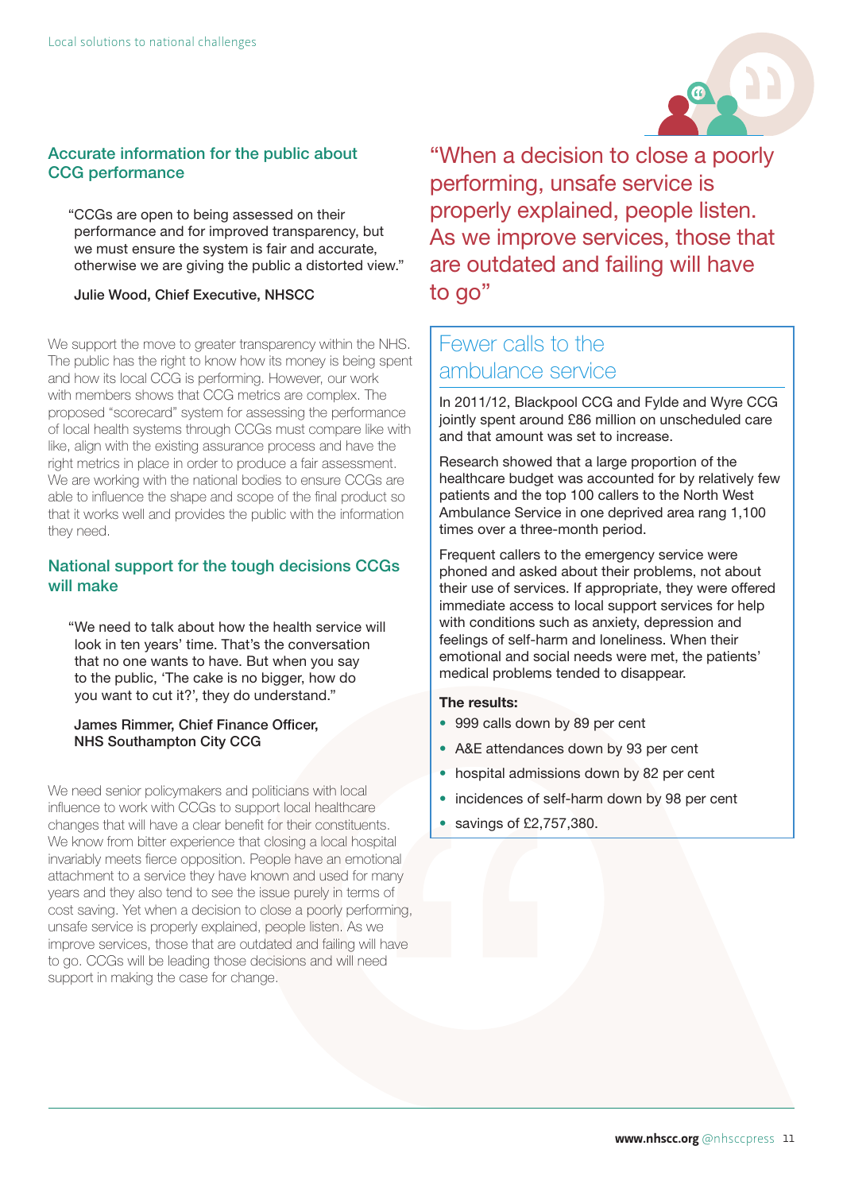## Accurate information for the public about CCG performance

> "CCGs are open to being assessed on their performance and for improved transparency, but we must ensure the system is fair and accurate, otherwise we are giving the public a distorted view."
>
> **Julie Wood, Chief Executive, NHSCC**

We support the move to greater transparency within the NHS. The public has the right to know how its money is being spent and how its local CCG is performing. However, our work with members shows that CCG metrics are complex. The proposed "scorecard" system for assessing the performance of local health systems through CCGs must compare like with like, align with the existing assurance process and have the right metrics in place in order to produce a fair assessment. We are working with the national bodies to ensure CCGs are able to influence the shape and scope of the final product so that it works well and provides the public with the information they need.

## National support for the tough decisions CCGs will make

> "We need to talk about how the health service will look in ten years' time. That's the conversation that no one wants to have. But when you say to the public, 'The cake is no bigger, how do you want to cut it?', they do understand."
>
> **James Rimmer, Chief Finance Officer, NHS Southampton City CCG**

We need senior policymakers and politicians with local influence to work with CCGs to support local healthcare changes that will have a clear benefit for their constituents. We know from bitter experience that closing a local hospital invariably meets fierce opposition. People have an emotional attachment to a service they have known and used for many years and they also tend to see the issue purely in terms of cost saving. Yet when a decision to close a poorly performing, unsafe service is properly explained, people listen. As we improve services, those that are outdated and failing will have to go. CCGs will be leading those decisions and will need support in making the case for change.

> "When a decision to close a poorly performing, unsafe service is properly explained, people listen. As we improve services, those that are outdated and failing will have to go"

## Fewer calls to the ambulance service

In 2011/12, Blackpool CCG and Fylde and Wyre CCG jointly spent around £86 million on unscheduled care and that amount was set to increase.

Research showed that a large proportion of the healthcare budget was accounted for by relatively few patients and the top 100 callers to the North West Ambulance Service in one deprived area rang 1,100 times over a three-month period.

Frequent callers to the emergency service were phoned and asked about their problems, not about their use of services. If appropriate, they were offered immediate access to local support services for help with conditions such as anxiety, depression and feelings of self-harm and loneliness. When their emotional and social needs were met, the patients' medical problems tended to disappear.

**The results:**

- 999 calls down by 89 per cent
- A&E attendances down by 93 per cent
- hospital admissions down by 82 per cent
- incidences of self-harm down by 98 per cent
- savings of £2,757,380.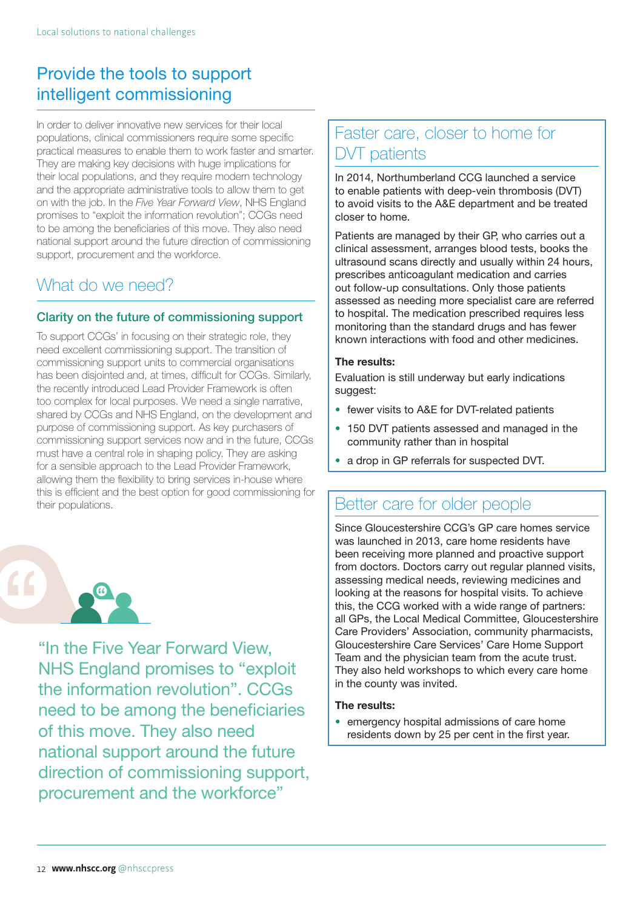## Provide the tools to support intelligent commissioning

In order to deliver innovative new services for their local populations, clinical commissioners require some specific practical measures to enable them to work faster and smarter. They are making key decisions with huge implications for their local populations, and they require modern technology and the appropriate administrative tools to allow them to get on with the job. In the *Five Year Forward View*, NHS England promises to "exploit the information revolution"; CCGs need to be among the beneficiaries of this move. They also need national support around the future direction of commissioning support, procurement and the workforce.

## What do we need?

### Clarity on the future of commissioning support

To support CCGs' in focusing on their strategic role, they need excellent commissioning support. The transition of commissioning support units to commercial organisations has been disjointed and, at times, difficult for CCGs. Similarly, the recently introduced Lead Provider Framework is often too complex for local purposes. We need a single narrative, shared by CCGs and NHS England, on the development and purpose of commissioning support. As key purchasers of commissioning support services now and in the future, CCGs must have a central role in shaping policy. They are asking for a sensible approach to the Lead Provider Framework, allowing them the flexibility to bring services in-house where this is efficient and the best option for good commissioning for their populations.

> "In the Five Year Forward View, NHS England promises to "exploit the information revolution". CCGs need to be among the beneficiaries of this move. They also need national support around the future direction of commissioning support, procurement and the workforce"

## Faster care, closer to home for DVT patients

In 2014, Northumberland CCG launched a service to enable patients with deep-vein thrombosis (DVT) to avoid visits to the A&E department and be treated closer to home.

Patients are managed by their GP, who carries out a clinical assessment, arranges blood tests, books the ultrasound scans directly and usually within 24 hours, prescribes anticoagulant medication and carries out follow-up consultations. Only those patients assessed as needing more specialist care are referred to hospital. The medication prescribed requires less monitoring than the standard drugs and has fewer known interactions with food and other medicines.

**The results:**

Evaluation is still underway but early indications suggest:

- fewer visits to A&E for DVT-related patients
- 150 DVT patients assessed and managed in the community rather than in hospital
- a drop in GP referrals for suspected DVT.

## Better care for older people

Since Gloucestershire CCG's GP care homes service was launched in 2013, care home residents have been receiving more planned and proactive support from doctors. Doctors carry out regular planned visits, assessing medical needs, reviewing medicines and looking at the reasons for hospital visits. To achieve this, the CCG worked with a wide range of partners: all GPs, the Local Medical Committee, Gloucestershire Care Providers' Association, community pharmacists, Gloucestershire Care Services' Care Home Support Team and the physician team from the acute trust. They also held workshops to which every care home in the county was invited.

**The results:**

- emergency hospital admissions of care home residents down by 25 per cent in the first year.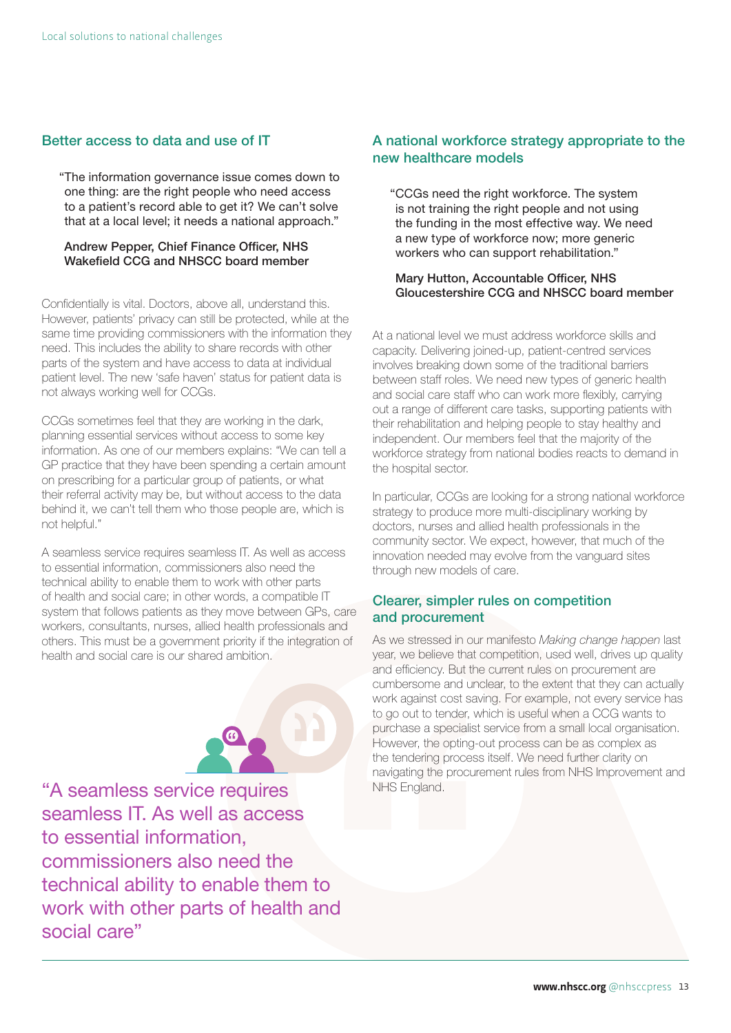## Better access to data and use of IT

> "The information governance issue comes down to one thing: are the right people who need access to a patient's record able to get it? We can't solve that at a local level; it needs a national approach."
>
> **Andrew Pepper, Chief Finance Officer, NHS Wakefield CCG and NHSCC board member**

Confidentially is vital. Doctors, above all, understand this. However, patients' privacy can still be protected, while at the same time providing commissioners with the information they need. This includes the ability to share records with other parts of the system and have access to data at individual patient level. The new 'safe haven' status for patient data is not always working well for CCGs.

CCGs sometimes feel that they are working in the dark, planning essential services without access to some key information. As one of our members explains: "We can tell a GP practice that they have been spending a certain amount on prescribing for a particular group of patients, or what their referral activity may be, but without access to the data behind it, we can't tell them who those people are, which is not helpful."

A seamless service requires seamless IT. As well as access to essential information, commissioners also need the technical ability to enable them to work with other parts of health and social care; in other words, a compatible IT system that follows patients as they move between GPs, care workers, consultants, nurses, allied health professionals and others. This must be a government priority if the integration of health and social care is our shared ambition.

> "A seamless service requires seamless IT. As well as access to essential information, commissioners also need the technical ability to enable them to work with other parts of health and social care"

## A national workforce strategy appropriate to the new healthcare models

> "CCGs need the right workforce. The system is not training the right people and not using the funding in the most effective way. We need a new type of workforce now; more generic workers who can support rehabilitation."
>
> **Mary Hutton, Accountable Officer, NHS Gloucestershire CCG and NHSCC board member**

At a national level we must address workforce skills and capacity. Delivering joined-up, patient-centred services involves breaking down some of the traditional barriers between staff roles. We need new types of generic health and social care staff who can work more flexibly, carrying out a range of different care tasks, supporting patients with their rehabilitation and helping people to stay healthy and independent. Our members feel that the majority of the workforce strategy from national bodies reacts to demand in the hospital sector.

In particular, CCGs are looking for a strong national workforce strategy to produce more multi-disciplinary working by doctors, nurses and allied health professionals in the community sector. We expect, however, that much of the innovation needed may evolve from the vanguard sites through new models of care.

## Clearer, simpler rules on competition and procurement

As we stressed in our manifesto *Making change happen* last year, we believe that competition, used well, drives up quality and efficiency. But the current rules on procurement are cumbersome and unclear, to the extent that they can actually work against cost saving. For example, not every service has to go out to tender, which is useful when a CCG wants to purchase a specialist service from a small local organisation. However, the opting-out process can be as complex as the tendering process itself. We need further clarity on navigating the procurement rules from NHS Improvement and NHS England.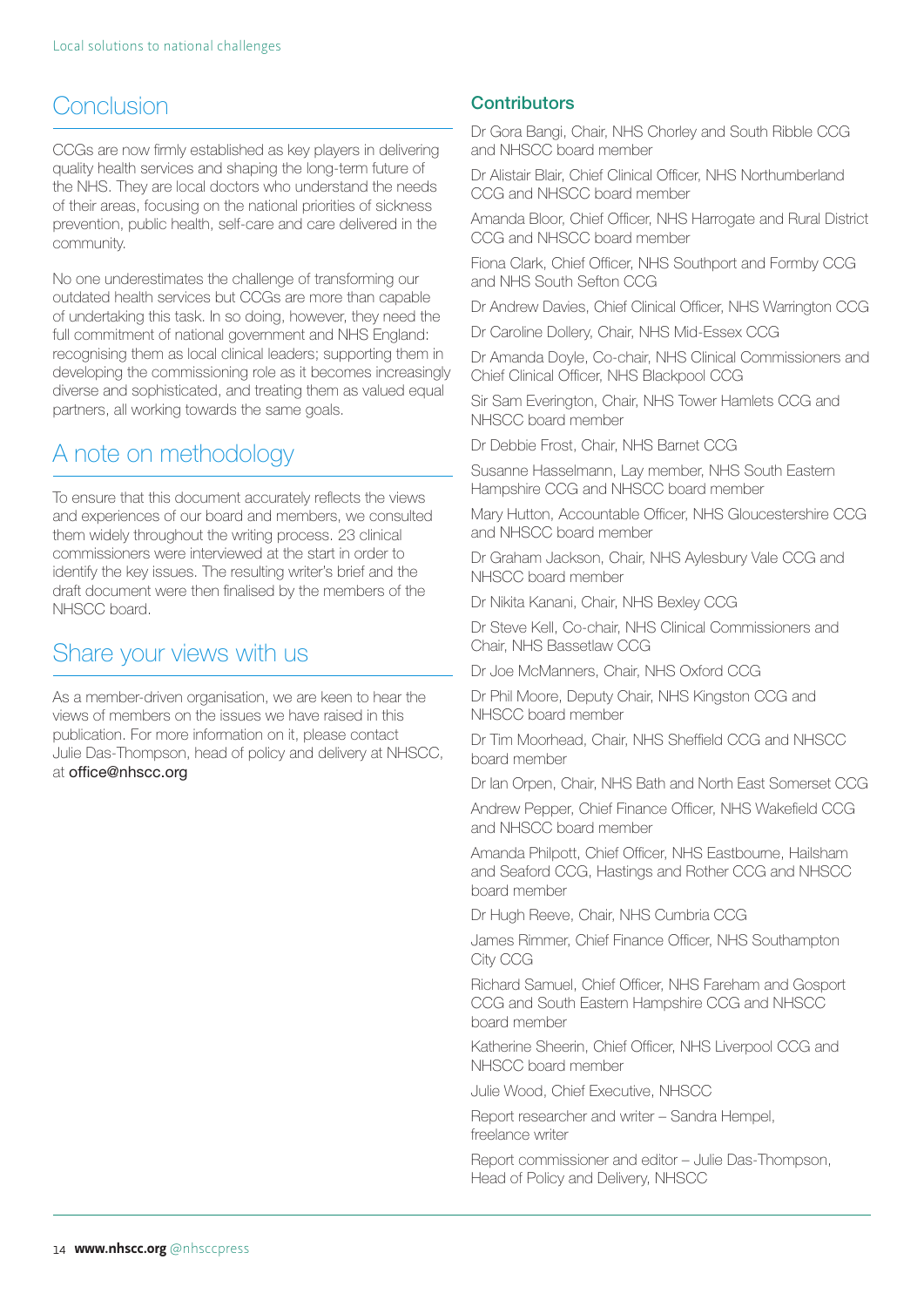## Conclusion

CCGs are now firmly established as key players in delivering quality health services and shaping the long-term future of the NHS. They are local doctors who understand the needs of their areas, focusing on the national priorities of sickness prevention, public health, self-care and care delivered in the community.

No one underestimates the challenge of transforming our outdated health services but CCGs are more than capable of undertaking this task. In so doing, however, they need the full commitment of national government and NHS England: recognising them as local clinical leaders; supporting them in developing the commissioning role as it becomes increasingly diverse and sophisticated, and treating them as valued equal partners, all working towards the same goals.

## A note on methodology

To ensure that this document accurately reflects the views and experiences of our board and members, we consulted them widely throughout the writing process. 23 clinical commissioners were interviewed at the start in order to identify the key issues. The resulting writer's brief and the draft document were then finalised by the members of the NHSCC board.

## Share your views with us

As a member-driven organisation, we are keen to hear the views of members on the issues we have raised in this publication. For more information on it, please contact Julie Das-Thompson, head of policy and delivery at NHSCC, at **office@nhscc.org**

### Contributors

Dr Gora Bangi, Chair, NHS Chorley and South Ribble CCG and NHSCC board member

Dr Alistair Blair, Chief Clinical Officer, NHS Northumberland CCG and NHSCC board member

Amanda Bloor, Chief Officer, NHS Harrogate and Rural District CCG and NHSCC board member

Fiona Clark, Chief Officer, NHS Southport and Formby CCG and NHS South Sefton CCG

Dr Andrew Davies, Chief Clinical Officer, NHS Warrington CCG

Dr Caroline Dollery, Chair, NHS Mid-Essex CCG

Dr Amanda Doyle, Co-chair, NHS Clinical Commissioners and Chief Clinical Officer, NHS Blackpool CCG

Sir Sam Everington, Chair, NHS Tower Hamlets CCG and NHSCC board member

Dr Debbie Frost, Chair, NHS Barnet CCG

Susanne Hasselmann, Lay member, NHS South Eastern Hampshire CCG and NHSCC board member

Mary Hutton, Accountable Officer, NHS Gloucestershire CCG and NHSCC board member

Dr Graham Jackson, Chair, NHS Aylesbury Vale CCG and NHSCC board member

Dr Nikita Kanani, Chair, NHS Bexley CCG

Dr Steve Kell, Co-chair, NHS Clinical Commissioners and Chair, NHS Bassetlaw CCG

Dr Joe McManners, Chair, NHS Oxford CCG

Dr Phil Moore, Deputy Chair, NHS Kingston CCG and NHSCC board member

Dr Tim Moorhead, Chair, NHS Sheffield CCG and NHSCC board member

Dr Ian Orpen, Chair, NHS Bath and North East Somerset CCG

Andrew Pepper, Chief Finance Officer, NHS Wakefield CCG and NHSCC board member

Amanda Philpott, Chief Officer, NHS Eastbourne, Hailsham and Seaford CCG, Hastings and Rother CCG and NHSCC board member

Dr Hugh Reeve, Chair, NHS Cumbria CCG

James Rimmer, Chief Finance Officer, NHS Southampton City CCG

Richard Samuel, Chief Officer, NHS Fareham and Gosport CCG and South Eastern Hampshire CCG and NHSCC board member

Katherine Sheerin, Chief Officer, NHS Liverpool CCG and NHSCC board member

Julie Wood, Chief Executive, NHSCC

Report researcher and writer – Sandra Hempel, freelance writer

Report commissioner and editor – Julie Das-Thompson, Head of Policy and Delivery, NHSCC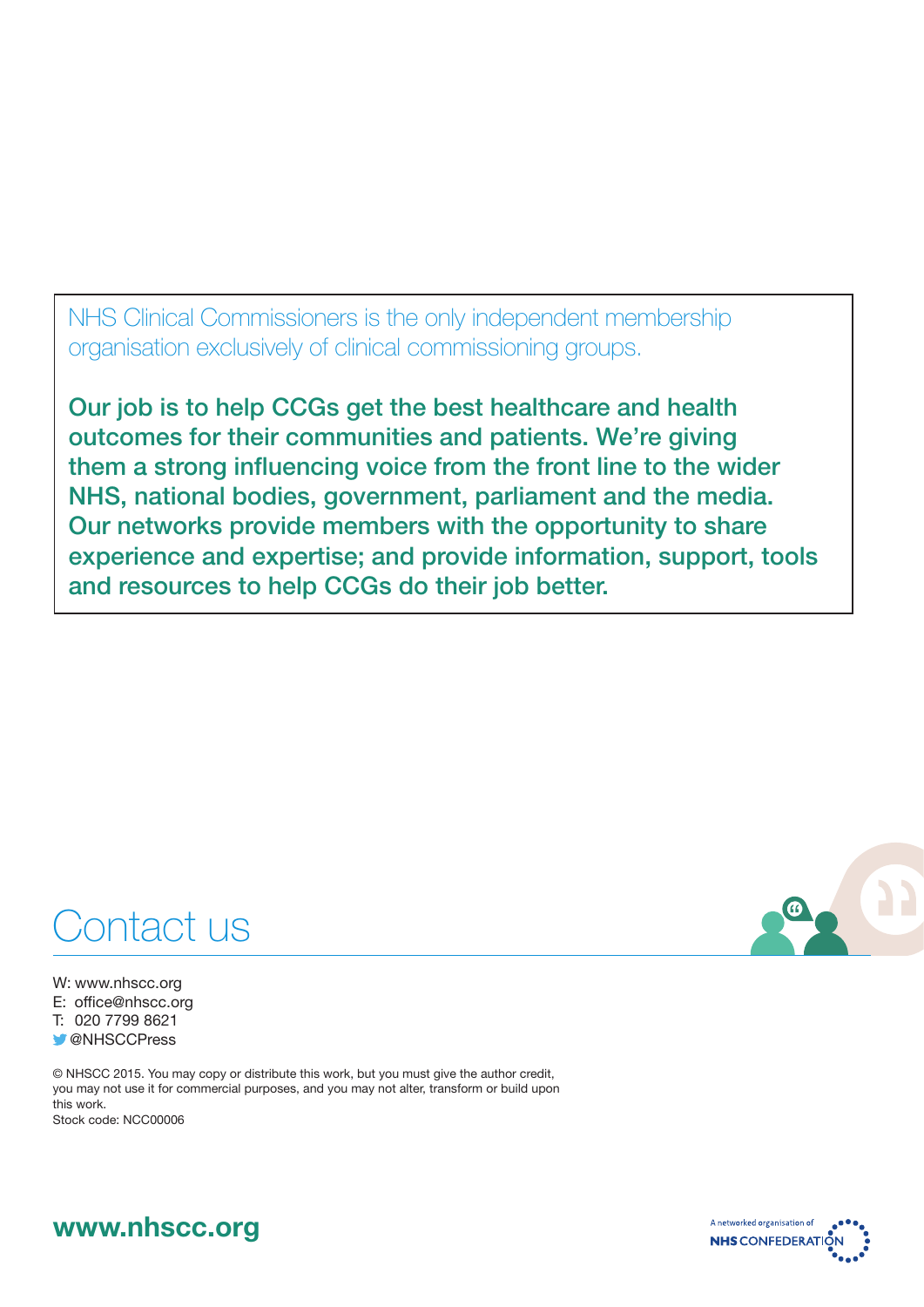NHS Clinical Commissioners is the only independent membership organisation exclusively of clinical commissioning groups.

**Our job is to help CCGs get the best healthcare and health outcomes for their communities and patients. We're giving them a strong influencing voice from the front line to the wider NHS, national bodies, government, parliament and the media. Our networks provide members with the opportunity to share experience and expertise; and provide information, support, tools and resources to help CCGs do their job better.**

# Contact us

W: www.nhscc.org
E: office@nhscc.org
T: 020 7799 8621
@NHSCCPress

© NHSCC 2015. You may copy or distribute this work, but you must give the author credit, you may not use it for commercial purposes, and you may not alter, transform or build upon this work.
Stock code: NCC00006

**www.nhscc.org**

A networked organisation of NHS CONFEDERATION